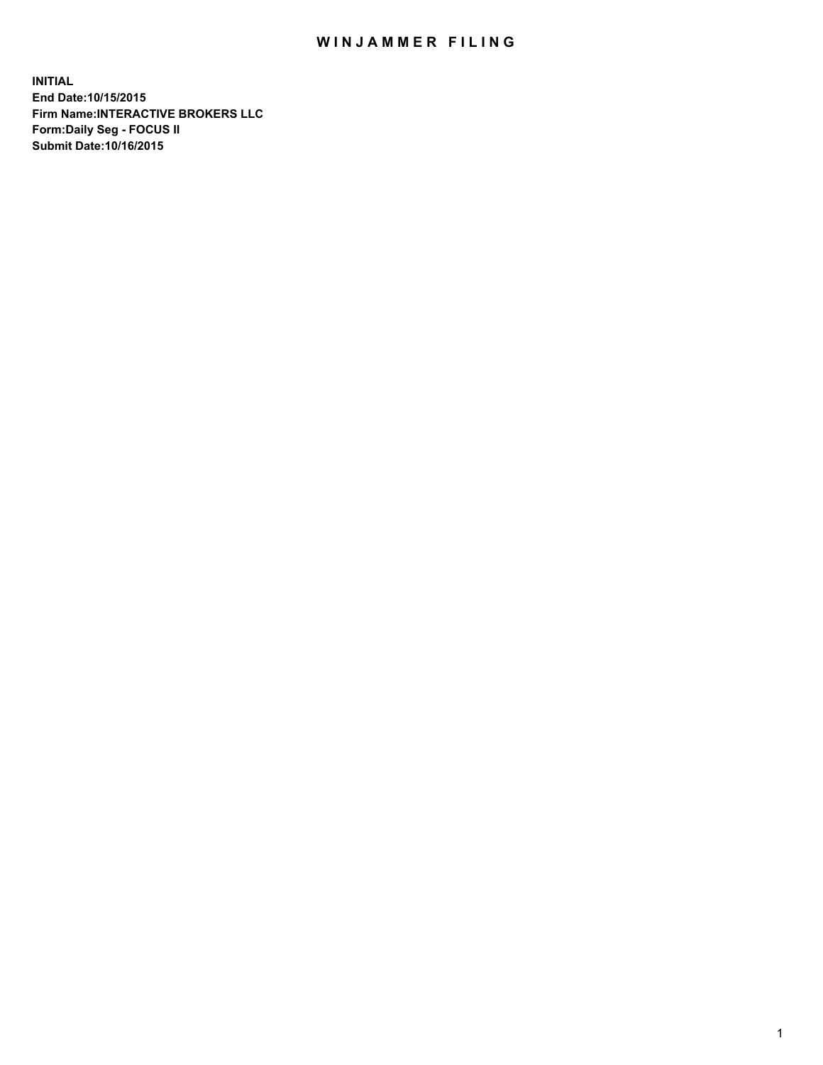# WINJAMMER FILING

**INITIAL**
**End Date:10/15/2015**
**Firm Name:INTERACTIVE BROKERS LLC**
**Form:Daily Seg - FOCUS II**
**Submit Date:10/16/2015**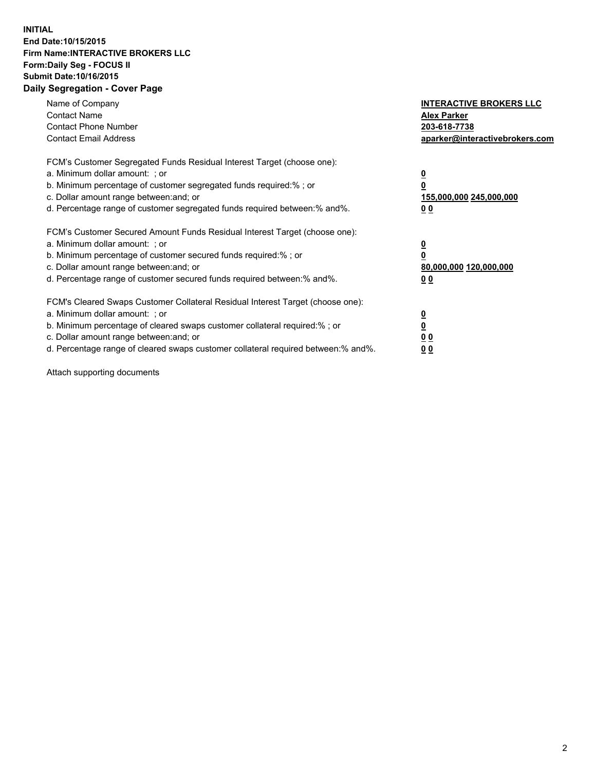**INITIAL**
**End Date:10/15/2015**
**Firm Name:INTERACTIVE BROKERS LLC**
**Form:Daily Seg - FOCUS II**
**Submit Date:10/16/2015**

## Daily Segregation - Cover Page

| | |
|---|---|
| Name of Company | **INTERACTIVE BROKERS LLC** |
| Contact Name | **Alex Parker** |
| Contact Phone Number | **203-618-7738** |
| Contact Email Address | **aparker@interactivebrokers.com** |

FCM's Customer Segregated Funds Residual Interest Target (choose one):

| | |
|---|---|
| a. Minimum dollar amount: ; or | **0** |
| b. Minimum percentage of customer segregated funds required:% ; or | **0** |
| c. Dollar amount range between:and; or | **155,000,000 245,000,000** |
| d. Percentage range of customer segregated funds required between:% and%. | **0 0** |

FCM's Customer Secured Amount Funds Residual Interest Target (choose one):

| | |
|---|---|
| a. Minimum dollar amount: ; or | **0** |
| b. Minimum percentage of customer secured funds required:% ; or | **0** |
| c. Dollar amount range between:and; or | **80,000,000 120,000,000** |
| d. Percentage range of customer secured funds required between:% and%. | **0 0** |

FCM's Cleared Swaps Customer Collateral Residual Interest Target (choose one):

| | |
|---|---|
| a. Minimum dollar amount: ; or | **0** |
| b. Minimum percentage of cleared swaps customer collateral required:% ; or | **0** |
| c. Dollar amount range between:and; or | **0 0** |
| d. Percentage range of cleared swaps customer collateral required between:% and%. | **0 0** |

Attach supporting documents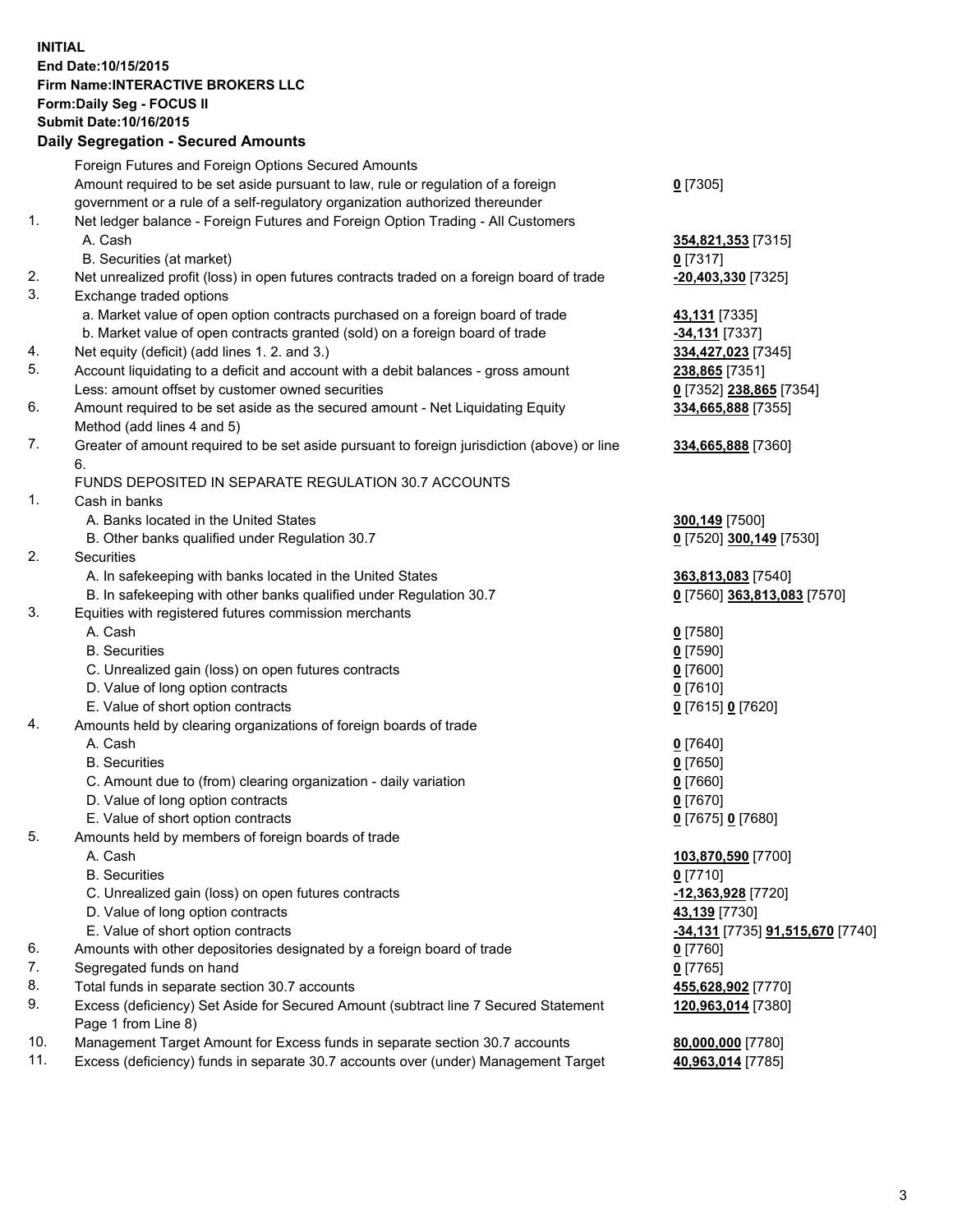**INITIAL**
**End Date:10/15/2015**
**Firm Name:INTERACTIVE BROKERS LLC**
**Form:Daily Seg - FOCUS II**
**Submit Date:10/16/2015**

## Daily Segregation - Secured Amounts

| | | |
|---|---|---|
| | Foreign Futures and Foreign Options Secured Amounts | |
| | Amount required to be set aside pursuant to law, rule or regulation of a foreign government or a rule of a self-regulatory organization authorized thereunder | **0** [7305] |
| 1. | Net ledger balance - Foreign Futures and Foreign Option Trading - All Customers | |
| | A. Cash | **354,821,353** [7315] |
| | B. Securities (at market) | **0** [7317] |
| 2. | Net unrealized profit (loss) in open futures contracts traded on a foreign board of trade | **-20,403,330** [7325] |
| 3. | Exchange traded options | |
| | a. Market value of open option contracts purchased on a foreign board of trade | **43,131** [7335] |
| | b. Market value of open contracts granted (sold) on a foreign board of trade | **-34,131** [7337] |
| 4. | Net equity (deficit) (add lines 1. 2. and 3.) | **334,427,023** [7345] |
| 5. | Account liquidating to a deficit and account with a debit balances - gross amount | **238,865** [7351] |
| | Less: amount offset by customer owned securities | **0** [7352] **238,865** [7354] |
| 6. | Amount required to be set aside as the secured amount - Net Liquidating Equity Method (add lines 4 and 5) | **334,665,888** [7355] |
| 7. | Greater of amount required to be set aside pursuant to foreign jurisdiction (above) or line 6. | **334,665,888** [7360] |
| | FUNDS DEPOSITED IN SEPARATE REGULATION 30.7 ACCOUNTS | |
| 1. | Cash in banks | |
| | A. Banks located in the United States | **300,149** [7500] |
| | B. Other banks qualified under Regulation 30.7 | **0** [7520] **300,149** [7530] |
| 2. | Securities | |
| | A. In safekeeping with banks located in the United States | **363,813,083** [7540] |
| | B. In safekeeping with other banks qualified under Regulation 30.7 | **0** [7560] **363,813,083** [7570] |
| 3. | Equities with registered futures commission merchants | |
| | A. Cash | **0** [7580] |
| | B. Securities | **0** [7590] |
| | C. Unrealized gain (loss) on open futures contracts | **0** [7600] |
| | D. Value of long option contracts | **0** [7610] |
| | E. Value of short option contracts | **0** [7615] **0** [7620] |
| 4. | Amounts held by clearing organizations of foreign boards of trade | |
| | A. Cash | **0** [7640] |
| | B. Securities | **0** [7650] |
| | C. Amount due to (from) clearing organization - daily variation | **0** [7660] |
| | D. Value of long option contracts | **0** [7670] |
| | E. Value of short option contracts | **0** [7675] **0** [7680] |
| 5. | Amounts held by members of foreign boards of trade | |
| | A. Cash | **103,870,590** [7700] |
| | B. Securities | **0** [7710] |
| | C. Unrealized gain (loss) on open futures contracts | **-12,363,928** [7720] |
| | D. Value of long option contracts | **43,139** [7730] |
| | E. Value of short option contracts | **-34,131** [7735] **91,515,670** [7740] |
| 6. | Amounts with other depositories designated by a foreign board of trade | **0** [7760] |
| 7. | Segregated funds on hand | **0** [7765] |
| 8. | Total funds in separate section 30.7 accounts | **455,628,902** [7770] |
| 9. | Excess (deficiency) Set Aside for Secured Amount (subtract line 7 Secured Statement Page 1 from Line 8) | **120,963,014** [7380] |
| 10. | Management Target Amount for Excess funds in separate section 30.7 accounts | **80,000,000** [7780] |
| 11. | Excess (deficiency) funds in separate 30.7 accounts over (under) Management Target | **40,963,014** [7785] |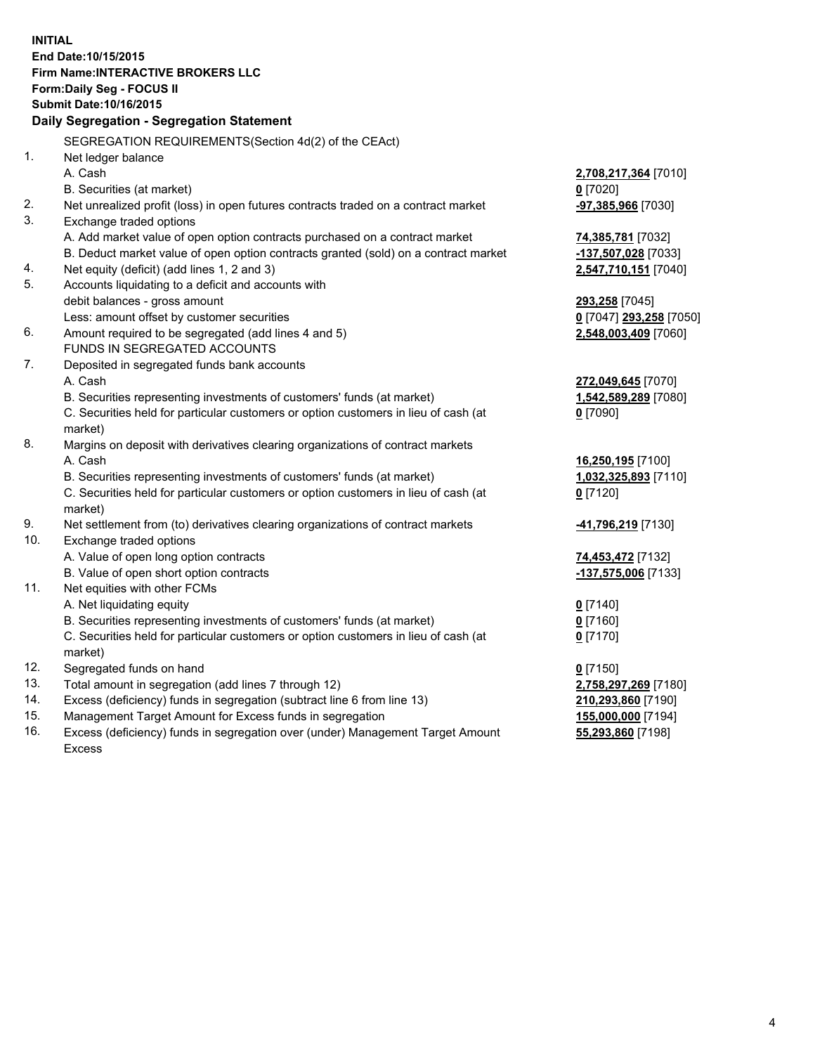**INITIAL**
**End Date:10/15/2015**
**Firm Name:INTERACTIVE BROKERS LLC**
**Form:Daily Seg - FOCUS II**
**Submit Date:10/16/2015**

**Daily Segregation - Segregation Statement**

| | | |
|---|---|---|
| | SEGREGATION REQUIREMENTS(Section 4d(2) of the CEAct) | |
| 1. | Net ledger balance | |
| | A. Cash | **2,708,217,364** [7010] |
| | B. Securities (at market) | **0** [7020] |
| 2. | Net unrealized profit (loss) in open futures contracts traded on a contract market | **-97,385,966** [7030] |
| 3. | Exchange traded options | |
| | A. Add market value of open option contracts purchased on a contract market | **74,385,781** [7032] |
| | B. Deduct market value of open option contracts granted (sold) on a contract market | **-137,507,028** [7033] |
| 4. | Net equity (deficit) (add lines 1, 2 and 3) | **2,547,710,151** [7040] |
| 5. | Accounts liquidating to a deficit and accounts with | |
| | debit balances - gross amount | **293,258** [7045] |
| | Less: amount offset by customer securities | **0** [7047] **293,258** [7050] |
| 6. | Amount required to be segregated (add lines 4 and 5) | **2,548,003,409** [7060] |
| | FUNDS IN SEGREGATED ACCOUNTS | |
| 7. | Deposited in segregated funds bank accounts | |
| | A. Cash | **272,049,645** [7070] |
| | B. Securities representing investments of customers' funds (at market) | **1,542,589,289** [7080] |
| | C. Securities held for particular customers or option customers in lieu of cash (at market) | **0** [7090] |
| 8. | Margins on deposit with derivatives clearing organizations of contract markets | |
| | A. Cash | **16,250,195** [7100] |
| | B. Securities representing investments of customers' funds (at market) | **1,032,325,893** [7110] |
| | C. Securities held for particular customers or option customers in lieu of cash (at market) | **0** [7120] |
| 9. | Net settlement from (to) derivatives clearing organizations of contract markets | **-41,796,219** [7130] |
| 10. | Exchange traded options | |
| | A. Value of open long option contracts | **74,453,472** [7132] |
| | B. Value of open short option contracts | **-137,575,006** [7133] |
| 11. | Net equities with other FCMs | |
| | A. Net liquidating equity | **0** [7140] |
| | B. Securities representing investments of customers' funds (at market) | **0** [7160] |
| | C. Securities held for particular customers or option customers in lieu of cash (at market) | **0** [7170] |
| 12. | Segregated funds on hand | **0** [7150] |
| 13. | Total amount in segregation (add lines 7 through 12) | **2,758,297,269** [7180] |
| 14. | Excess (deficiency) funds in segregation (subtract line 6 from line 13) | **210,293,860** [7190] |
| 15. | Management Target Amount for Excess funds in segregation | **155,000,000** [7194] |
| 16. | Excess (deficiency) funds in segregation over (under) Management Target Amount Excess | **55,293,860** [7198] |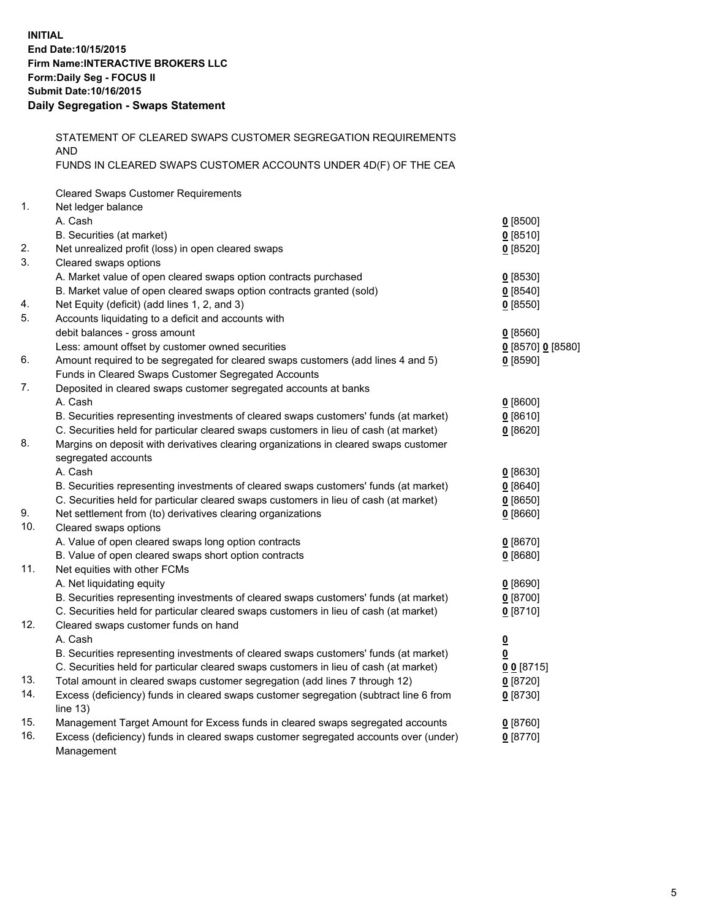**INITIAL**
**End Date:10/15/2015**
**Firm Name:INTERACTIVE BROKERS LLC**
**Form:Daily Seg - FOCUS II**
**Submit Date:10/16/2015**
**Daily Segregation - Swaps Statement**

STATEMENT OF CLEARED SWAPS CUSTOMER SEGREGATION REQUIREMENTS AND FUNDS IN CLEARED SWAPS CUSTOMER ACCOUNTS UNDER 4D(F) OF THE CEA

| | | |
|---|---|---|
| | Cleared Swaps Customer Requirements | |
| 1. | Net ledger balance | |
| | A. Cash | 0 [8500] |
| | B. Securities (at market) | 0 [8510] |
| 2. | Net unrealized profit (loss) in open cleared swaps | 0 [8520] |
| 3. | Cleared swaps options | |
| | A. Market value of open cleared swaps option contracts purchased | 0 [8530] |
| | B. Market value of open cleared swaps option contracts granted (sold) | 0 [8540] |
| 4. | Net Equity (deficit) (add lines 1, 2, and 3) | 0 [8550] |
| 5. | Accounts liquidating to a deficit and accounts with debit balances - gross amount | 0 [8560] |
| | Less: amount offset by customer owned securities | 0 [8570] 0 [8580] |
| 6. | Amount required to be segregated for cleared swaps customers (add lines 4 and 5) | 0 [8590] |
| | Funds in Cleared Swaps Customer Segregated Accounts | |
| 7. | Deposited in cleared swaps customer segregated accounts at banks | |
| | A. Cash | 0 [8600] |
| | B. Securities representing investments of cleared swaps customers' funds (at market) | 0 [8610] |
| | C. Securities held for particular cleared swaps customers in lieu of cash (at market) | 0 [8620] |
| 8. | Margins on deposit with derivatives clearing organizations in cleared swaps customer segregated accounts | |
| | A. Cash | 0 [8630] |
| | B. Securities representing investments of cleared swaps customers' funds (at market) | 0 [8640] |
| | C. Securities held for particular cleared swaps customers in lieu of cash (at market) | 0 [8650] |
| 9. | Net settlement from (to) derivatives clearing organizations | 0 [8660] |
| 10. | Cleared swaps options | |
| | A. Value of open cleared swaps long option contracts | 0 [8670] |
| | B. Value of open cleared swaps short option contracts | 0 [8680] |
| 11. | Net equities with other FCMs | |
| | A. Net liquidating equity | 0 [8690] |
| | B. Securities representing investments of cleared swaps customers' funds (at market) | 0 [8700] |
| | C. Securities held for particular cleared swaps customers in lieu of cash (at market) | 0 [8710] |
| 12. | Cleared swaps customer funds on hand | |
| | A. Cash | 0 |
| | B. Securities representing investments of cleared swaps customers' funds (at market) | 0 |
| | C. Securities held for particular cleared swaps customers in lieu of cash (at market) | 0 0 [8715] |
| 13. | Total amount in cleared swaps customer segregation (add lines 7 through 12) | 0 [8720] |
| 14. | Excess (deficiency) funds in cleared swaps customer segregation (subtract line 6 from line 13) | 0 [8730] |
| 15. | Management Target Amount for Excess funds in cleared swaps segregated accounts | 0 [8760] |
| 16. | Excess (deficiency) funds in cleared swaps customer segregated accounts over (under) Management | 0 [8770] |